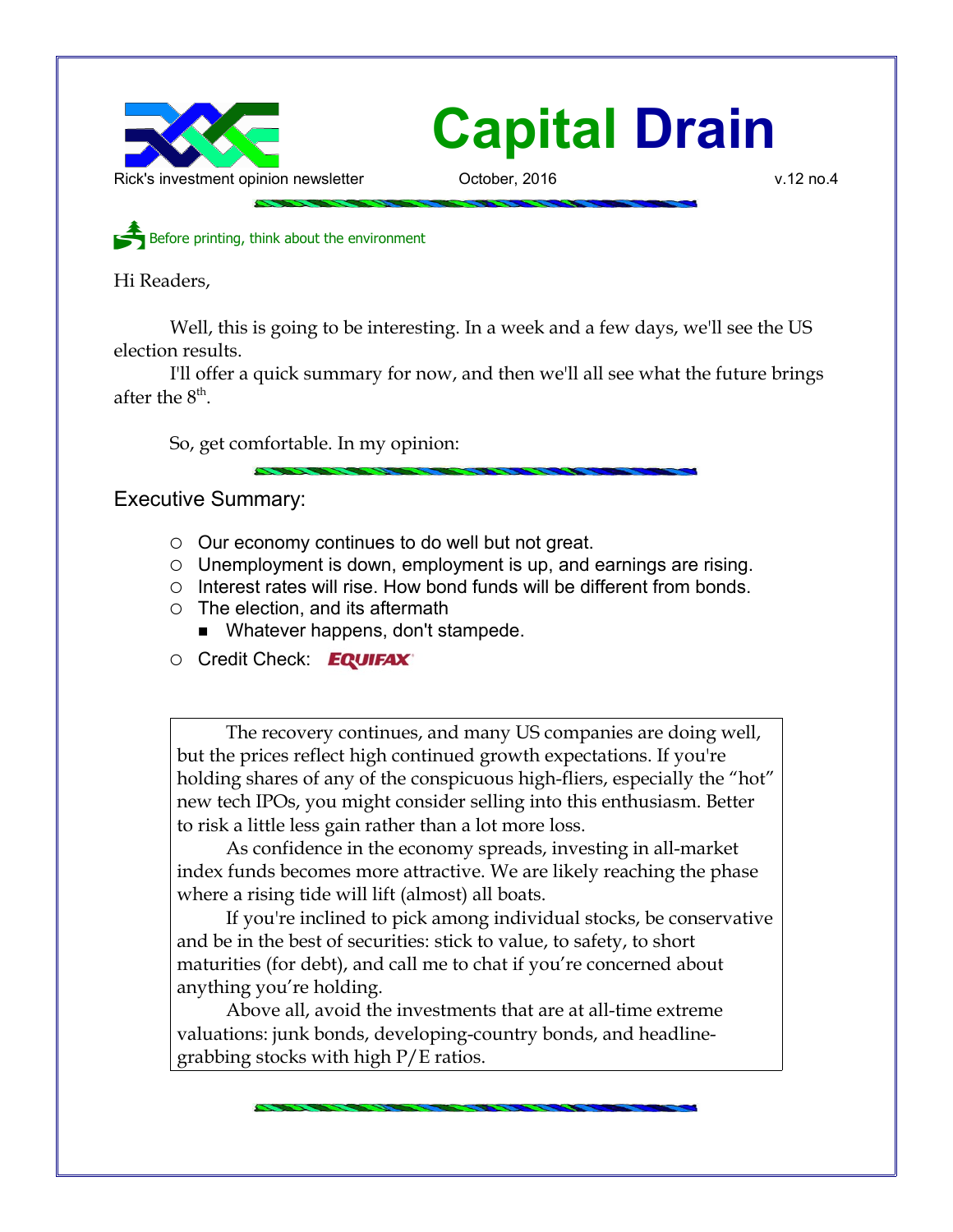# Capital Drain

Rick's investment opinion newsletter — October, 2016 — v.12 no.4

Before printing, think about the environment

Hi Readers,

Well, this is going to be interesting. In a week and a few days, we'll see the US election results.

I'll offer a quick summary for now, and then we'll all see what the future brings after the 8th.

So, get comfortable. In my opinion:

## Executive Summary:

- Our economy continues to do well but not great.
- Unemployment is down, employment is up, and earnings are rising.
- Interest rates will rise. How bond funds will be different from bonds.
- The election, and its aftermath
  - Whatever happens, don't stampede.
- Credit Check: EQUIFAX

> The recovery continues, and many US companies are doing well, but the prices reflect high continued growth expectations. If you're holding shares of any of the conspicuous high-fliers, especially the "hot" new tech IPOs, you might consider selling into this enthusiasm. Better to risk a little less gain rather than a lot more loss.
>
> As confidence in the economy spreads, investing in all-market index funds becomes more attractive. We are likely reaching the phase where a rising tide will lift (almost) all boats.
>
> If you're inclined to pick among individual stocks, be conservative and be in the best of securities: stick to value, to safety, to short maturities (for debt), and call me to chat if you're concerned about anything you're holding.
>
> Above all, avoid the investments that are at all-time extreme valuations: junk bonds, developing-country bonds, and headline-grabbing stocks with high P/E ratios.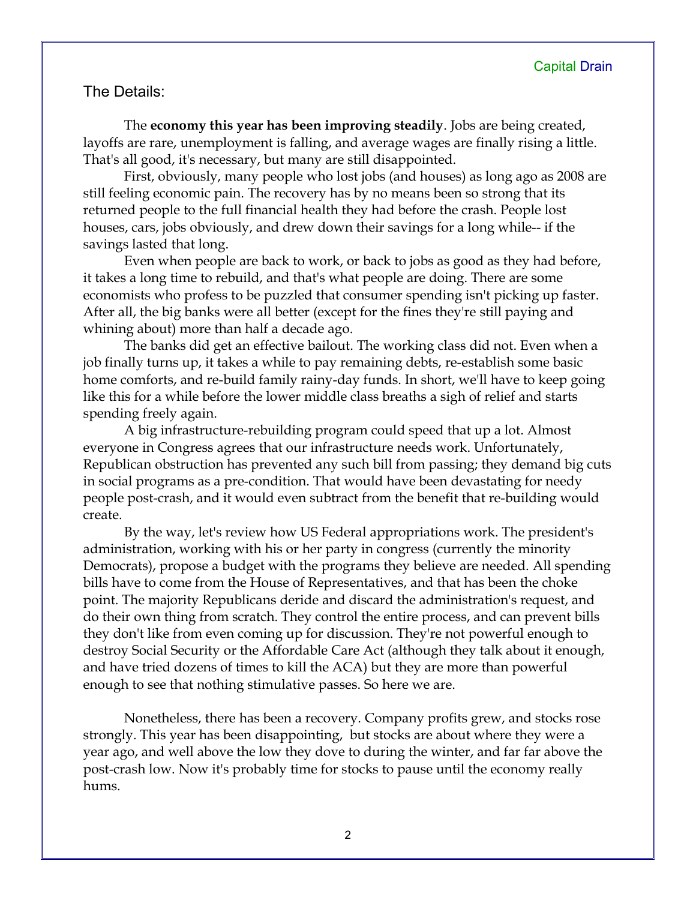## The Details:

The **economy this year has been improving steadily**. Jobs are being created, layoffs are rare, unemployment is falling, and average wages are finally rising a little. That's all good, it's necessary, but many are still disappointed.

First, obviously, many people who lost jobs (and houses) as long ago as 2008 are still feeling economic pain. The recovery has by no means been so strong that its returned people to the full financial health they had before the crash. People lost houses, cars, jobs obviously, and drew down their savings for a long while-- if the savings lasted that long.

Even when people are back to work, or back to jobs as good as they had before, it takes a long time to rebuild, and that's what people are doing. There are some economists who profess to be puzzled that consumer spending isn't picking up faster. After all, the big banks were all better (except for the fines they're still paying and whining about) more than half a decade ago.

The banks did get an effective bailout. The working class did not. Even when a job finally turns up, it takes a while to pay remaining debts, re-establish some basic home comforts, and re-build family rainy-day funds. In short, we'll have to keep going like this for a while before the lower middle class breaths a sigh of relief and starts spending freely again.

A big infrastructure-rebuilding program could speed that up a lot. Almost everyone in Congress agrees that our infrastructure needs work. Unfortunately, Republican obstruction has prevented any such bill from passing; they demand big cuts in social programs as a pre-condition. That would have been devastating for needy people post-crash, and it would even subtract from the benefit that re-building would create.

By the way, let's review how US Federal appropriations work. The president's administration, working with his or her party in congress (currently the minority Democrats), propose a budget with the programs they believe are needed. All spending bills have to come from the House of Representatives, and that has been the choke point. The majority Republicans deride and discard the administration's request, and do their own thing from scratch. They control the entire process, and can prevent bills they don't like from even coming up for discussion. They're not powerful enough to destroy Social Security or the Affordable Care Act (although they talk about it enough, and have tried dozens of times to kill the ACA) but they are more than powerful enough to see that nothing stimulative passes. So here we are.

Nonetheless, there has been a recovery. Company profits grew, and stocks rose strongly. This year has been disappointing, but stocks are about where they were a year ago, and well above the low they dove to during the winter, and far far above the post-crash low. Now it's probably time for stocks to pause until the economy really hums.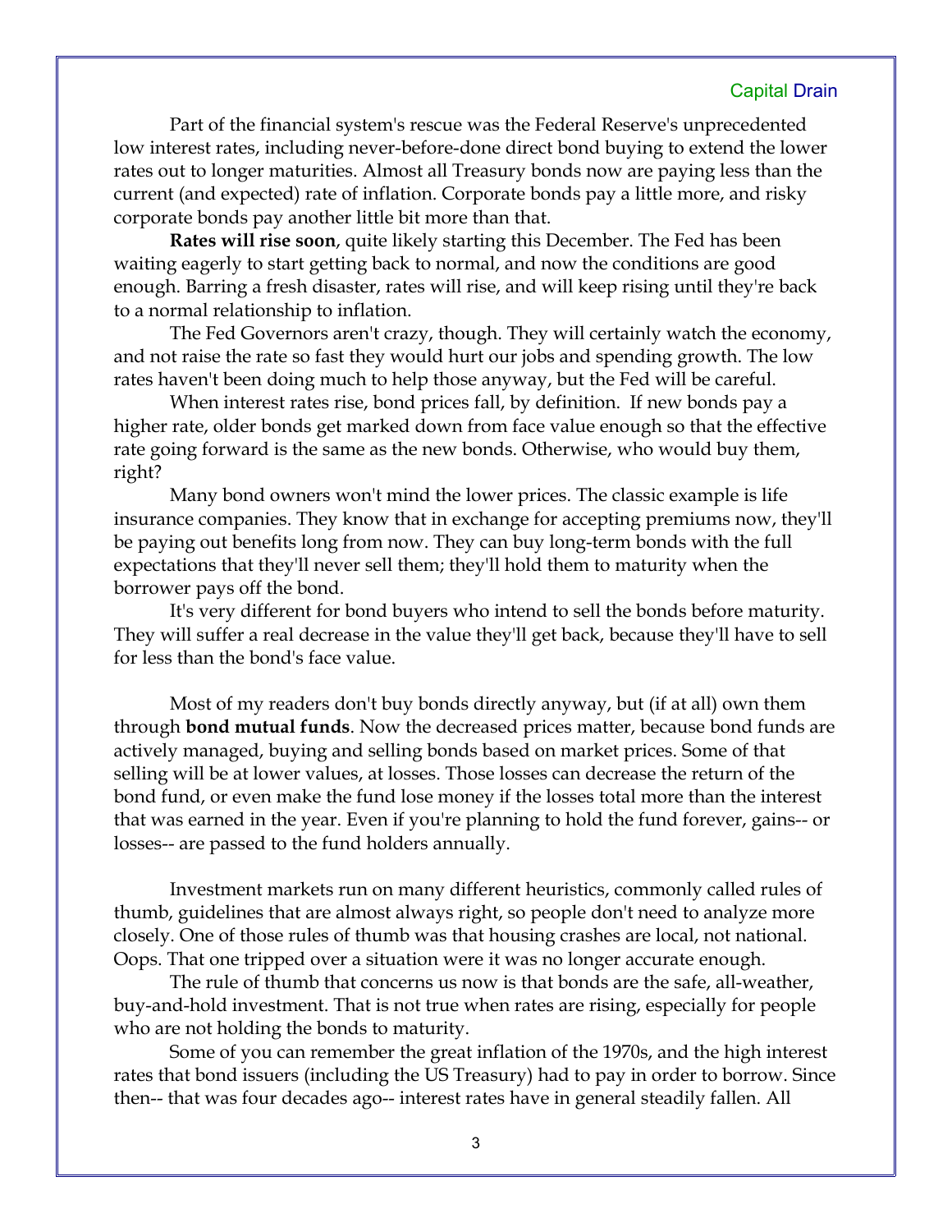Part of the financial system's rescue was the Federal Reserve's unprecedented low interest rates, including never-before-done direct bond buying to extend the lower rates out to longer maturities. Almost all Treasury bonds now are paying less than the current (and expected) rate of inflation. Corporate bonds pay a little more, and risky corporate bonds pay another little bit more than that.

**Rates will rise soon**, quite likely starting this December. The Fed has been waiting eagerly to start getting back to normal, and now the conditions are good enough. Barring a fresh disaster, rates will rise, and will keep rising until they're back to a normal relationship to inflation.

The Fed Governors aren't crazy, though. They will certainly watch the economy, and not raise the rate so fast they would hurt our jobs and spending growth. The low rates haven't been doing much to help those anyway, but the Fed will be careful.

When interest rates rise, bond prices fall, by definition. If new bonds pay a higher rate, older bonds get marked down from face value enough so that the effective rate going forward is the same as the new bonds. Otherwise, who would buy them, right?

Many bond owners won't mind the lower prices. The classic example is life insurance companies. They know that in exchange for accepting premiums now, they'll be paying out benefits long from now. They can buy long-term bonds with the full expectations that they'll never sell them; they'll hold them to maturity when the borrower pays off the bond.

It's very different for bond buyers who intend to sell the bonds before maturity. They will suffer a real decrease in the value they'll get back, because they'll have to sell for less than the bond's face value.

Most of my readers don't buy bonds directly anyway, but (if at all) own them through **bond mutual funds**. Now the decreased prices matter, because bond funds are actively managed, buying and selling bonds based on market prices. Some of that selling will be at lower values, at losses. Those losses can decrease the return of the bond fund, or even make the fund lose money if the losses total more than the interest that was earned in the year. Even if you're planning to hold the fund forever, gains-- or losses-- are passed to the fund holders annually.

Investment markets run on many different heuristics, commonly called rules of thumb, guidelines that are almost always right, so people don't need to analyze more closely. One of those rules of thumb was that housing crashes are local, not national. Oops. That one tripped over a situation were it was no longer accurate enough.

The rule of thumb that concerns us now is that bonds are the safe, all-weather, buy-and-hold investment. That is not true when rates are rising, especially for people who are not holding the bonds to maturity.

Some of you can remember the great inflation of the 1970s, and the high interest rates that bond issuers (including the US Treasury) had to pay in order to borrow. Since then-- that was four decades ago-- interest rates have in general steadily fallen. All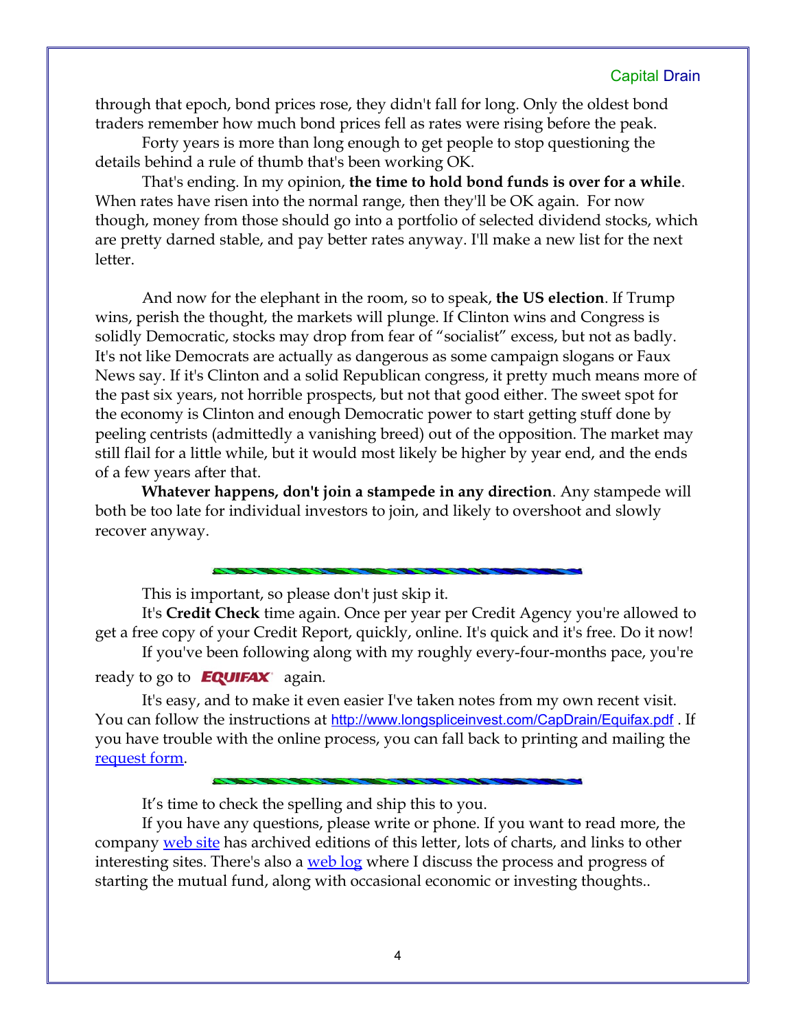through that epoch, bond prices rose, they didn't fall for long. Only the oldest bond traders remember how much bond prices fell as rates were rising before the peak.

Forty years is more than long enough to get people to stop questioning the details behind a rule of thumb that's been working OK.

That's ending. In my opinion, **the time to hold bond funds is over for a while**. When rates have risen into the normal range, then they'll be OK again. For now though, money from those should go into a portfolio of selected dividend stocks, which are pretty darned stable, and pay better rates anyway. I'll make a new list for the next letter.

And now for the elephant in the room, so to speak, **the US election**. If Trump wins, perish the thought, the markets will plunge. If Clinton wins and Congress is solidly Democratic, stocks may drop from fear of "socialist" excess, but not as badly. It's not like Democrats are actually as dangerous as some campaign slogans or Faux News say. If it's Clinton and a solid Republican congress, it pretty much means more of the past six years, not horrible prospects, but not that good either. The sweet spot for the economy is Clinton and enough Democratic power to start getting stuff done by peeling centrists (admittedly a vanishing breed) out of the opposition. The market may still flail for a little while, but it would most likely be higher by year end, and the ends of a few years after that.

**Whatever happens, don't join a stampede in any direction**. Any stampede will both be too late for individual investors to join, and likely to overshoot and slowly recover anyway.

---

This is important, so please don't just skip it.

It's **Credit Check** time again. Once per year per Credit Agency you're allowed to get a free copy of your Credit Report, quickly, online. It's quick and it's free. Do it now!

If you've been following along with my roughly every-four-months pace, you're ready to go to EQUIFAX again.

It's easy, and to make it even easier I've taken notes from my own recent visit. You can follow the instructions at http://www.longspliceinvest.com/CapDrain/Equifax.pdf . If you have trouble with the online process, you can fall back to printing and mailing the request form.

---

It's time to check the spelling and ship this to you.

If you have any questions, please write or phone. If you want to read more, the company web site has archived editions of this letter, lots of charts, and links to other interesting sites. There's also a web log where I discuss the process and progress of starting the mutual fund, along with occasional economic or investing thoughts..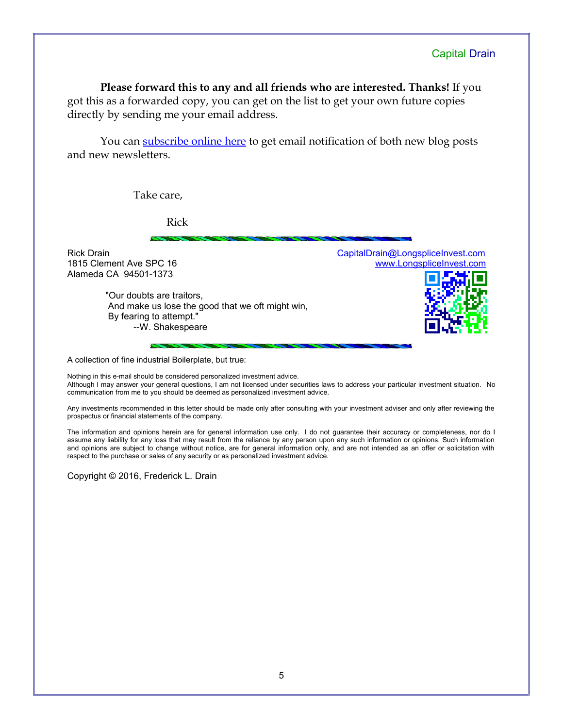**Please forward this to any and all friends who are interested. Thanks!** If you got this as a forwarded copy, you can get on the list to get your own future copies directly by sending me your email address.

You can subscribe online here to get email notification of both new blog posts and new newsletters.

Take care,

Rick

Rick Drain
1815 Clement Ave SPC 16
Alameda CA 94501-1373

CapitalDrain@LongspliceInvest.com
www.LongspliceInvest.com

"Our doubts are traitors,
And make us lose the good that we oft might win,
By fearing to attempt."
--W. Shakespeare

A collection of fine industrial Boilerplate, but true:

Nothing in this e-mail should be considered personalized investment advice.
Although I may answer your general questions, I am not licensed under securities laws to address your particular investment situation. No communication from me to you should be deemed as personalized investment advice.

Any investments recommended in this letter should be made only after consulting with your investment adviser and only after reviewing the prospectus or financial statements of the company.

The information and opinions herein are for general information use only. I do not guarantee their accuracy or completeness, nor do I assume any liability for any loss that may result from the reliance by any person upon any such information or opinions. Such information and opinions are subject to change without notice, are for general information only, and are not intended as an offer or solicitation with respect to the purchase or sales of any security or as personalized investment advice.

Copyright © 2016, Frederick L. Drain